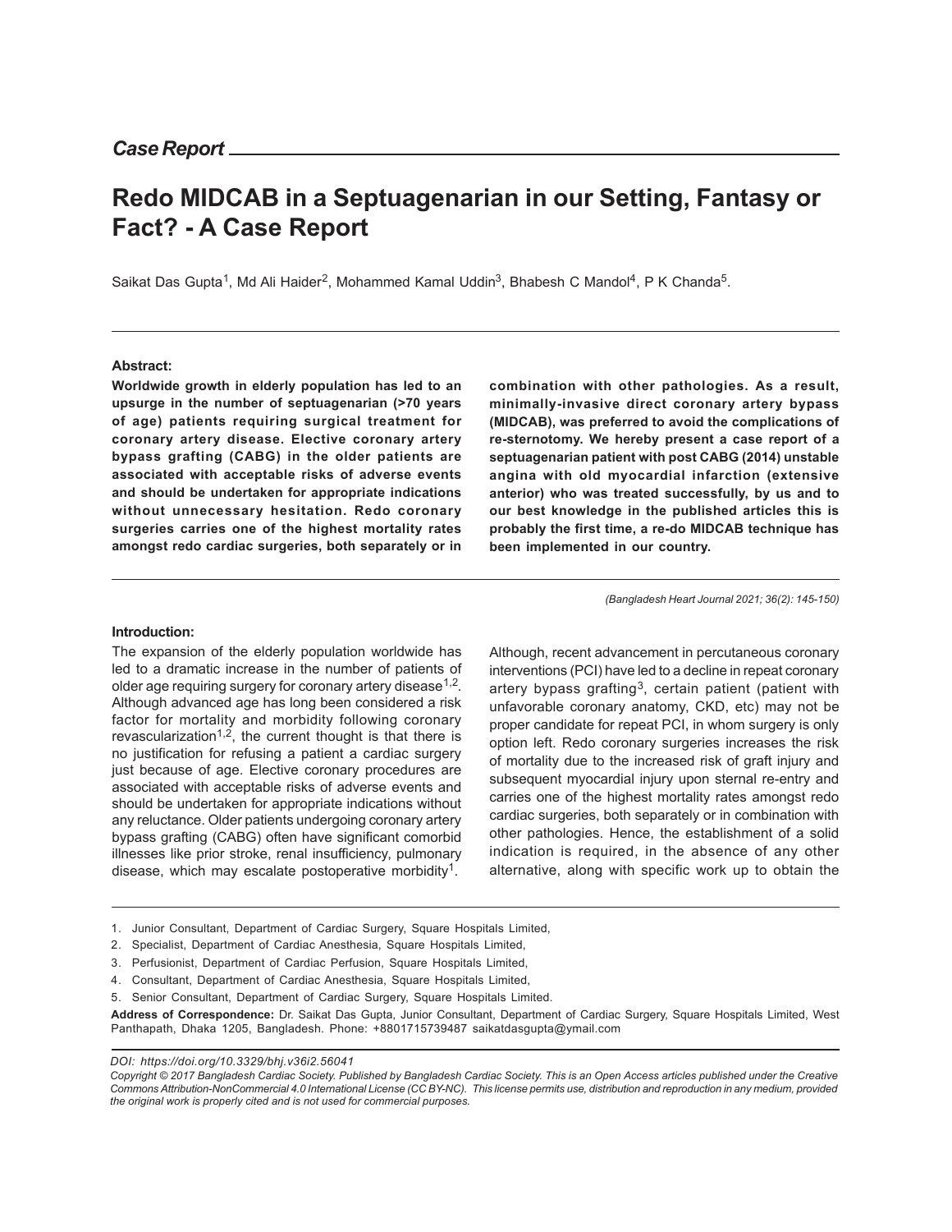*Case Report*

# Redo MIDCAB in a Septuagenarian in our Setting, Fantasy or Fact? - A Case Report

Saikat Das Gupta[1], Md Ali Haider[2], Mohammed Kamal Uddin[3], Bhabesh C Mandol[4], P K Chanda[5].

**Abstract:**

**Worldwide growth in elderly population has led to an upsurge in the number of septuagenarian (>70 years of age) patients requiring surgical treatment for coronary artery disease. Elective coronary artery bypass grafting (CABG) in the older patients are associated with acceptable risks of adverse events and should be undertaken for appropriate indications without unnecessary hesitation. Redo coronary surgeries carries one of the highest mortality rates amongst redo cardiac surgeries, both separately or in combination with other pathologies. As a result, minimally-invasive direct coronary artery bypass (MIDCAB), was preferred to avoid the complications of re-sternotomy. We hereby present a case report of a septuagenarian patient with post CABG (2014) unstable angina with old myocardial infarction (extensive anterior) who was treated successfully, by us and to our best knowledge in the published articles this is probably the first time, a re-do MIDCAB technique has been implemented in our country.**

*(Bangladesh Heart Journal 2021; 36(2): 145-150)*

**Introduction:**

The expansion of the elderly population worldwide has led to a dramatic increase in the number of patients of older age requiring surgery for coronary artery disease[1,2]. Although advanced age has long been considered a risk factor for mortality and morbidity following coronary revascularization[1,2], the current thought is that there is no justification for refusing a patient a cardiac surgery just because of age. Elective coronary procedures are associated with acceptable risks of adverse events and should be undertaken for appropriate indications without any reluctance. Older patients undergoing coronary artery bypass grafting (CABG) often have significant comorbid illnesses like prior stroke, renal insufficiency, pulmonary disease, which may escalate postoperative morbidity[1].

Although, recent advancement in percutaneous coronary interventions (PCI) have led to a decline in repeat coronary artery bypass grafting[3], certain patient (patient with unfavorable coronary anatomy, CKD, etc) may not be proper candidate for repeat PCI, in whom surgery is only option left. Redo coronary surgeries increases the risk of mortality due to the increased risk of graft injury and subsequent myocardial injury upon sternal re-entry and carries one of the highest mortality rates amongst redo cardiac surgeries, both separately or in combination with other pathologies. Hence, the establishment of a solid indication is required, in the absence of any other alternative, along with specific work up to obtain the

1. Junior Consultant, Department of Cardiac Surgery, Square Hospitals Limited,
2. Specialist, Department of Cardiac Anesthesia, Square Hospitals Limited,
3. Perfusionist, Department of Cardiac Perfusion, Square Hospitals Limited,
4. Consultant, Department of Cardiac Anesthesia, Square Hospitals Limited,
5. Senior Consultant, Department of Cardiac Surgery, Square Hospitals Limited.

**Address of Correspondence:** Dr. Saikat Das Gupta, Junior Consultant, Department of Cardiac Surgery, Square Hospitals Limited, West Panthapath, Dhaka 1205, Bangladesh. Phone: +8801715739487 saikatdasgupta@ymail.com

*DOI: https://doi.org/10.3329/bhj.v36i2.56041*

*Copyright © 2017 Bangladesh Cardiac Society. Published by Bangladesh Cardiac Society. This is an Open Access articles published under the Creative Commons Attribution-NonCommercial 4.0 International License (CC BY-NC). This license permits use, distribution and reproduction in any medium, provided the original work is properly cited and is not used for commercial purposes.*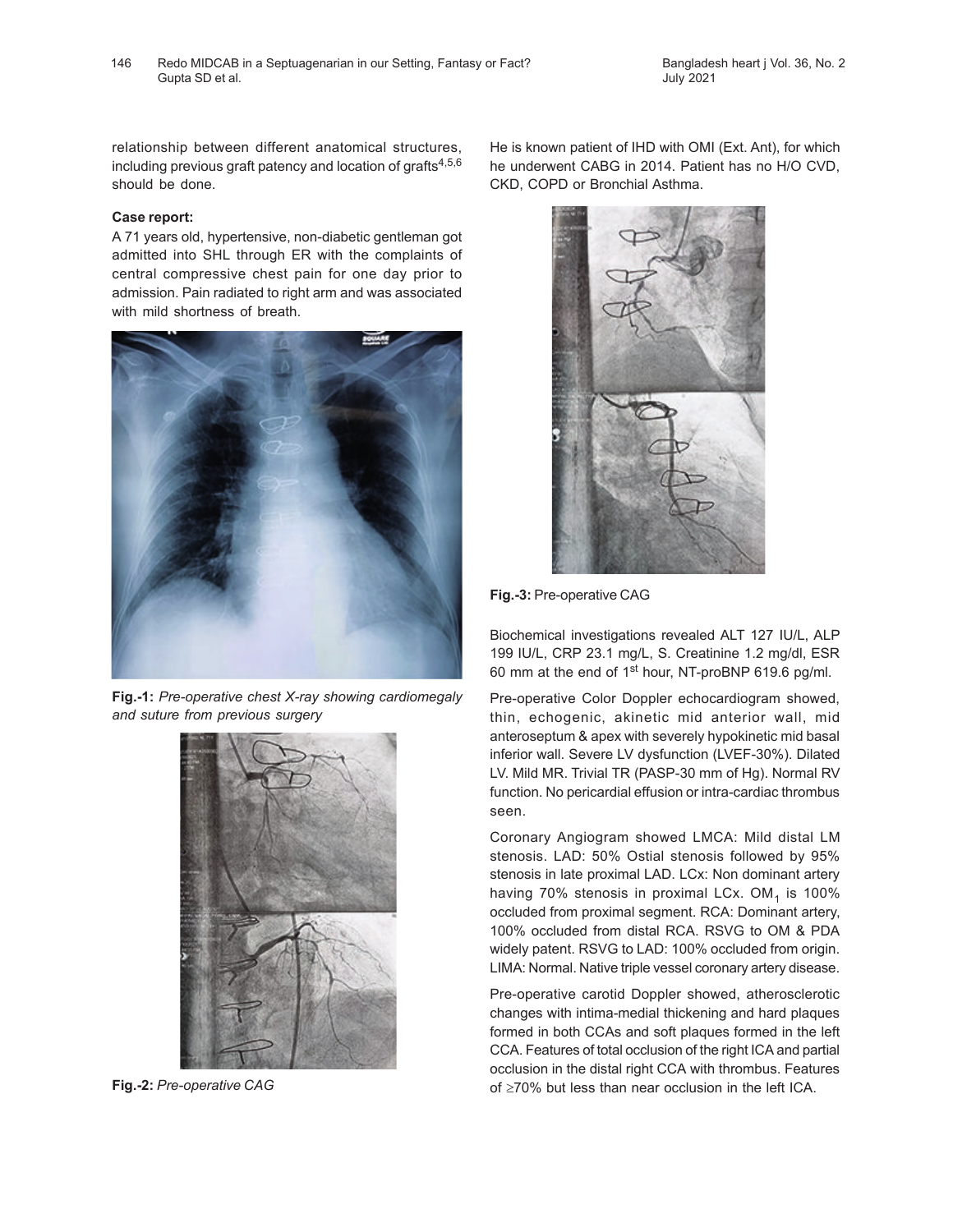relationship between different anatomical structures, including previous graft patency and location of grafts[4,5,6] should be done.

**Case report:**

A 71 years old, hypertensive, non-diabetic gentleman got admitted into SHL through ER with the complaints of central compressive chest pain for one day prior to admission. Pain radiated to right arm and was associated with mild shortness of breath.

**Fig.-1:** *Pre-operative chest X-ray showing cardiomegaly and suture from previous surgery*

**Fig.-2:** *Pre-operative CAG*

He is known patient of IHD with OMI (Ext. Ant), for which he underwent CABG in 2014. Patient has no H/O CVD, CKD, COPD or Bronchial Asthma.

**Fig.-3:** Pre-operative CAG

Biochemical investigations revealed ALT 127 IU/L, ALP 199 IU/L, CRP 23.1 mg/L, S. Creatinine 1.2 mg/dl, ESR 60 mm at the end of 1st hour, NT-proBNP 619.6 pg/ml.

Pre-operative Color Doppler echocardiogram showed, thin, echogenic, akinetic mid anterior wall, mid anteroseptum & apex with severely hypokinetic mid basal inferior wall. Severe LV dysfunction (LVEF-30%). Dilated LV. Mild MR. Trivial TR (PASP-30 mm of Hg). Normal RV function. No pericardial effusion or intra-cardiac thrombus seen.

Coronary Angiogram showed LMCA: Mild distal LM stenosis. LAD: 50% Ostial stenosis followed by 95% stenosis in late proximal LAD. LCx: Non dominant artery having 70% stenosis in proximal LCx. $OM_1$ is 100% occluded from proximal segment. RCA: Dominant artery, 100% occluded from distal RCA. RSVG to OM & PDA widely patent. RSVG to LAD: 100% occluded from origin. LIMA: Normal. Native triple vessel coronary artery disease.

Pre-operative carotid Doppler showed, atherosclerotic changes with intima-medial thickening and hard plaques formed in both CCAs and soft plaques formed in the left CCA. Features of total occlusion of the right ICA and partial occlusion in the distal right CCA with thrombus. Features of ≥70% but less than near occlusion in the left ICA.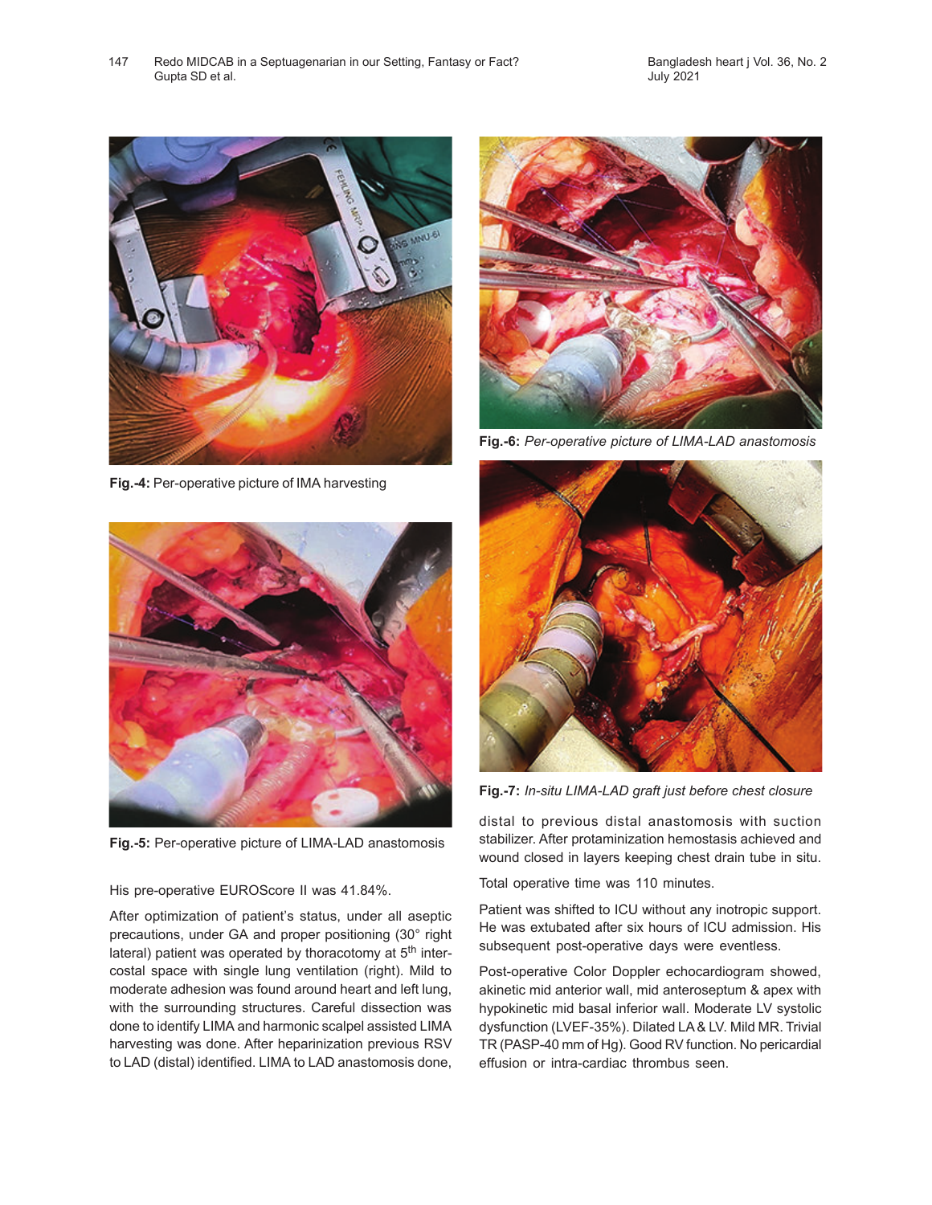Fig.-4: Per-operative picture of IMA harvesting

Fig.-5: Per-operative picture of LIMA-LAD anastomosis

Fig.-6: *Per-operative picture of LIMA-LAD anastomosis*

Fig.-7: *In-situ LIMA-LAD graft just before chest closure*

His pre-operative EUROScore II was 41.84%.

After optimization of patient's status, under all aseptic precautions, under GA and proper positioning (30° right lateral) patient was operated by thoracotomy at 5th intercostal space with single lung ventilation (right). Mild to moderate adhesion was found around heart and left lung, with the surrounding structures. Careful dissection was done to identify LIMA and harmonic scalpel assisted LIMA harvesting was done. After heparinization previous RSV to LAD (distal) identified. LIMA to LAD anastomosis done, distal to previous distal anastomosis with suction stabilizer. After protaminization hemostasis achieved and wound closed in layers keeping chest drain tube in situ.

Total operative time was 110 minutes.

Patient was shifted to ICU without any inotropic support. He was extubated after six hours of ICU admission. His subsequent post-operative days were eventless.

Post-operative Color Doppler echocardiogram showed, akinetic mid anterior wall, mid anteroseptum & apex with hypokinetic mid basal inferior wall. Moderate LV systolic dysfunction (LVEF-35%). Dilated LA & LV. Mild MR. Trivial TR (PASP-40 mm of Hg). Good RV function. No pericardial effusion or intra-cardiac thrombus seen.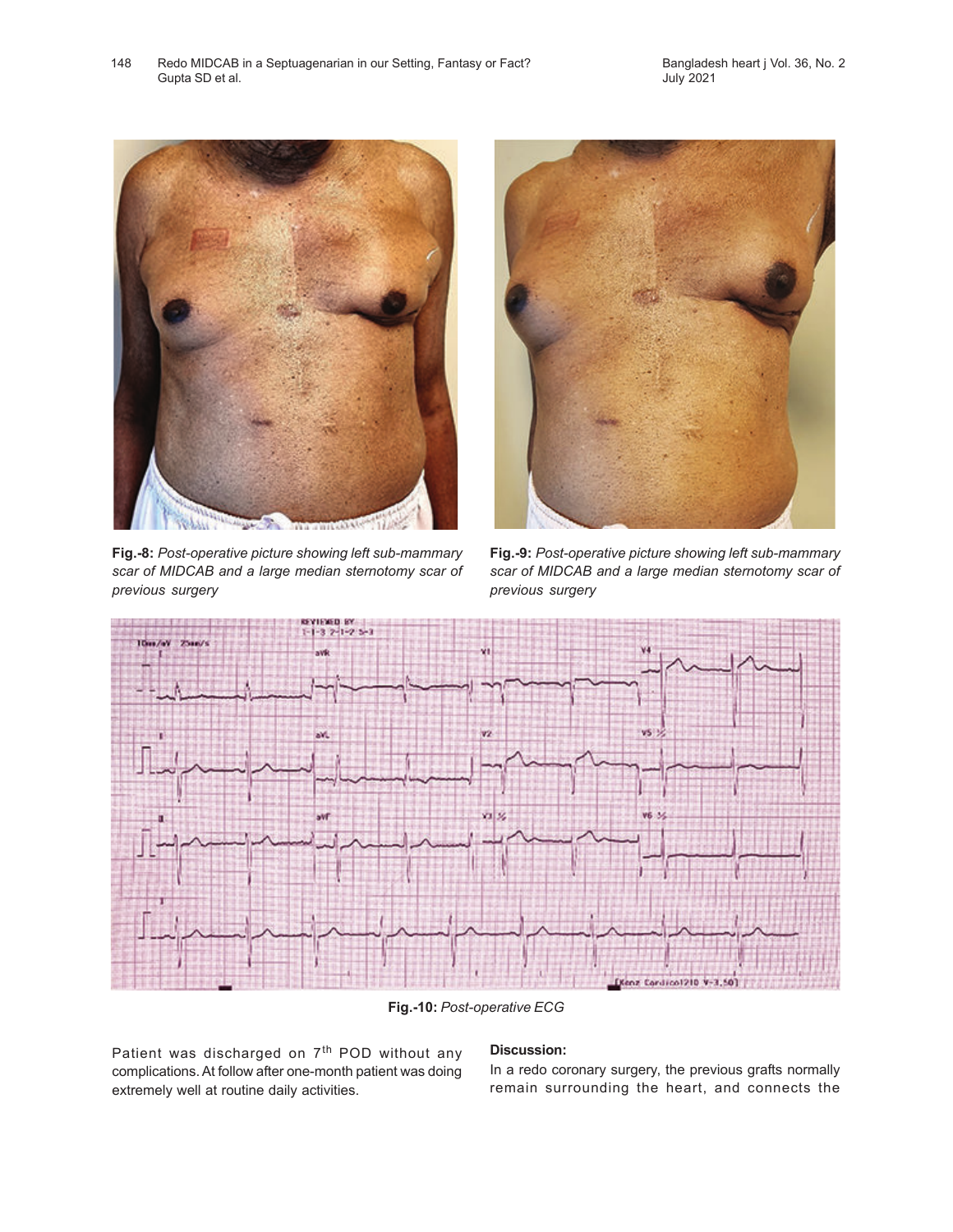**Fig.-8:** *Post-operative picture showing left sub-mammary scar of MIDCAB and a large median sternotomy scar of previous surgery*

**Fig.-9:** *Post-operative picture showing left sub-mammary scar of MIDCAB and a large median sternotomy scar of previous surgery*

**Fig.-10:** *Post-operative ECG*

Patient was discharged on 7th POD without any complications. At follow after one-month patient was doing extremely well at routine daily activities.

**Discussion:**

In a redo coronary surgery, the previous grafts normally remain surrounding the heart, and connects the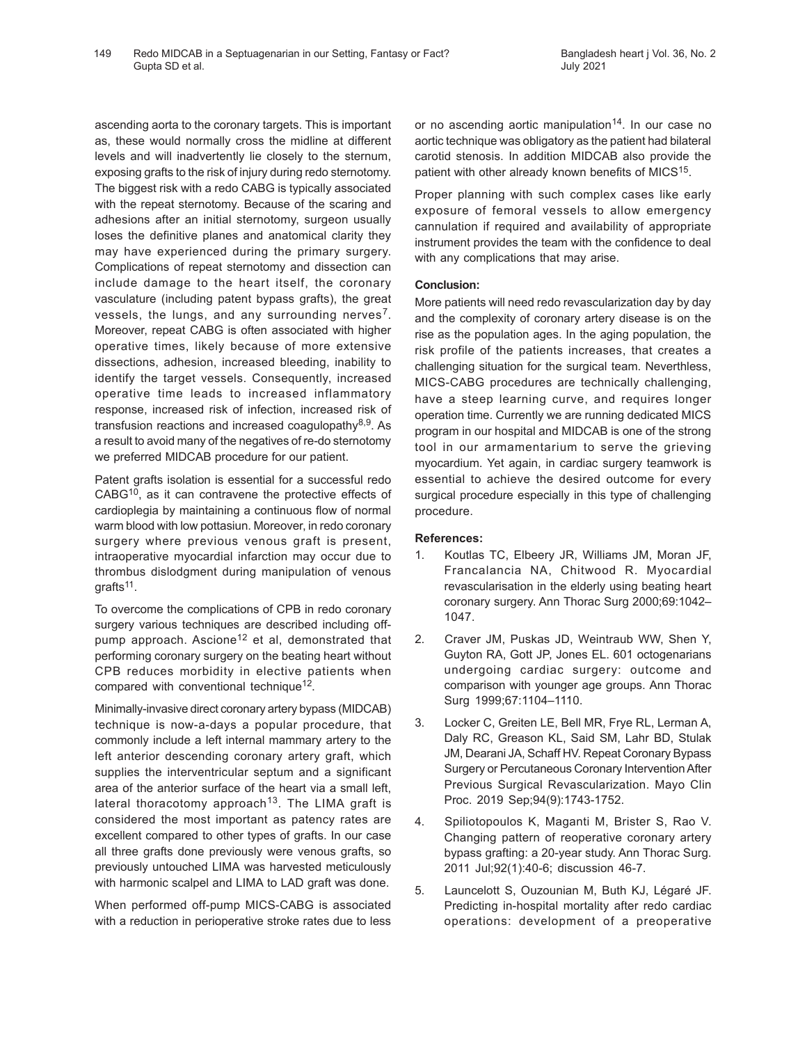ascending aorta to the coronary targets. This is important as, these would normally cross the midline at different levels and will inadvertently lie closely to the sternum, exposing grafts to the risk of injury during redo sternotomy. The biggest risk with a redo CABG is typically associated with the repeat sternotomy. Because of the scaring and adhesions after an initial sternotomy, surgeon usually loses the definitive planes and anatomical clarity they may have experienced during the primary surgery. Complications of repeat sternotomy and dissection can include damage to the heart itself, the coronary vasculature (including patent bypass grafts), the great vessels, the lungs, and any surrounding nerves[7]. Moreover, repeat CABG is often associated with higher operative times, likely because of more extensive dissections, adhesion, increased bleeding, inability to identify the target vessels. Consequently, increased operative time leads to increased inflammatory response, increased risk of infection, increased risk of transfusion reactions and increased coagulopathy[8,9]. As a result to avoid many of the negatives of re-do sternotomy we preferred MIDCAB procedure for our patient.

Patent grafts isolation is essential for a successful redo CABG[10], as it can contravene the protective effects of cardioplegia by maintaining a continuous flow of normal warm blood with low pottasiun. Moreover, in redo coronary surgery where previous venous graft is present, intraoperative myocardial infarction may occur due to thrombus dislodgment during manipulation of venous grafts[11].

To overcome the complications of CPB in redo coronary surgery various techniques are described including off-pump approach. Ascione[12] et al, demonstrated that performing coronary surgery on the beating heart without CPB reduces morbidity in elective patients when compared with conventional technique[12].

Minimally-invasive direct coronary artery bypass (MIDCAB) technique is now-a-days a popular procedure, that commonly include a left internal mammary artery to the left anterior descending coronary artery graft, which supplies the interventricular septum and a significant area of the anterior surface of the heart via a small left, lateral thoracotomy approach[13]. The LIMA graft is considered the most important as patency rates are excellent compared to other types of grafts. In our case all three grafts done previously were venous grafts, so previously untouched LIMA was harvested meticulously with harmonic scalpel and LIMA to LAD graft was done.

When performed off-pump MICS-CABG is associated with a reduction in perioperative stroke rates due to less or no ascending aortic manipulation[14]. In our case no aortic technique was obligatory as the patient had bilateral carotid stenosis. In addition MIDCAB also provide the patient with other already known benefits of MICS[15].

Proper planning with such complex cases like early exposure of femoral vessels to allow emergency cannulation if required and availability of appropriate instrument provides the team with the confidence to deal with any complications that may arise.

**Conclusion:**

More patients will need redo revascularization day by day and the complexity of coronary artery disease is on the rise as the population ages. In the aging population, the risk profile of the patients increases, that creates a challenging situation for the surgical team. Neverthless, MICS-CABG procedures are technically challenging, have a steep learning curve, and requires longer operation time. Currently we are running dedicated MICS program in our hospital and MIDCAB is one of the strong tool in our armamentarium to serve the grieving myocardium. Yet again, in cardiac surgery teamwork is essential to achieve the desired outcome for every surgical procedure especially in this type of challenging procedure.

**References:**

1. Koutlas TC, Elbeery JR, Williams JM, Moran JF, Francalancia NA, Chitwood R. Myocardial revascularisation in the elderly using beating heart coronary surgery. Ann Thorac Surg 2000;69:1042–1047.
2. Craver JM, Puskas JD, Weintraub WW, Shen Y, Guyton RA, Gott JP, Jones EL. 601 octogenarians undergoing cardiac surgery: outcome and comparison with younger age groups. Ann Thorac Surg 1999;67:1104–1110.
3. Locker C, Greiten LE, Bell MR, Frye RL, Lerman A, Daly RC, Greason KL, Said SM, Lahr BD, Stulak JM, Dearani JA, Schaff HV. Repeat Coronary Bypass Surgery or Percutaneous Coronary Intervention After Previous Surgical Revascularization. Mayo Clin Proc. 2019 Sep;94(9):1743-1752.
4. Spiliotopoulos K, Maganti M, Brister S, Rao V. Changing pattern of reoperative coronary artery bypass grafting: a 20-year study. Ann Thorac Surg. 2011 Jul;92(1):40-6; discussion 46-7.
5. Launcelott S, Ouzounian M, Buth KJ, Légaré JF. Predicting in-hospital mortality after redo cardiac operations: development of a preoperative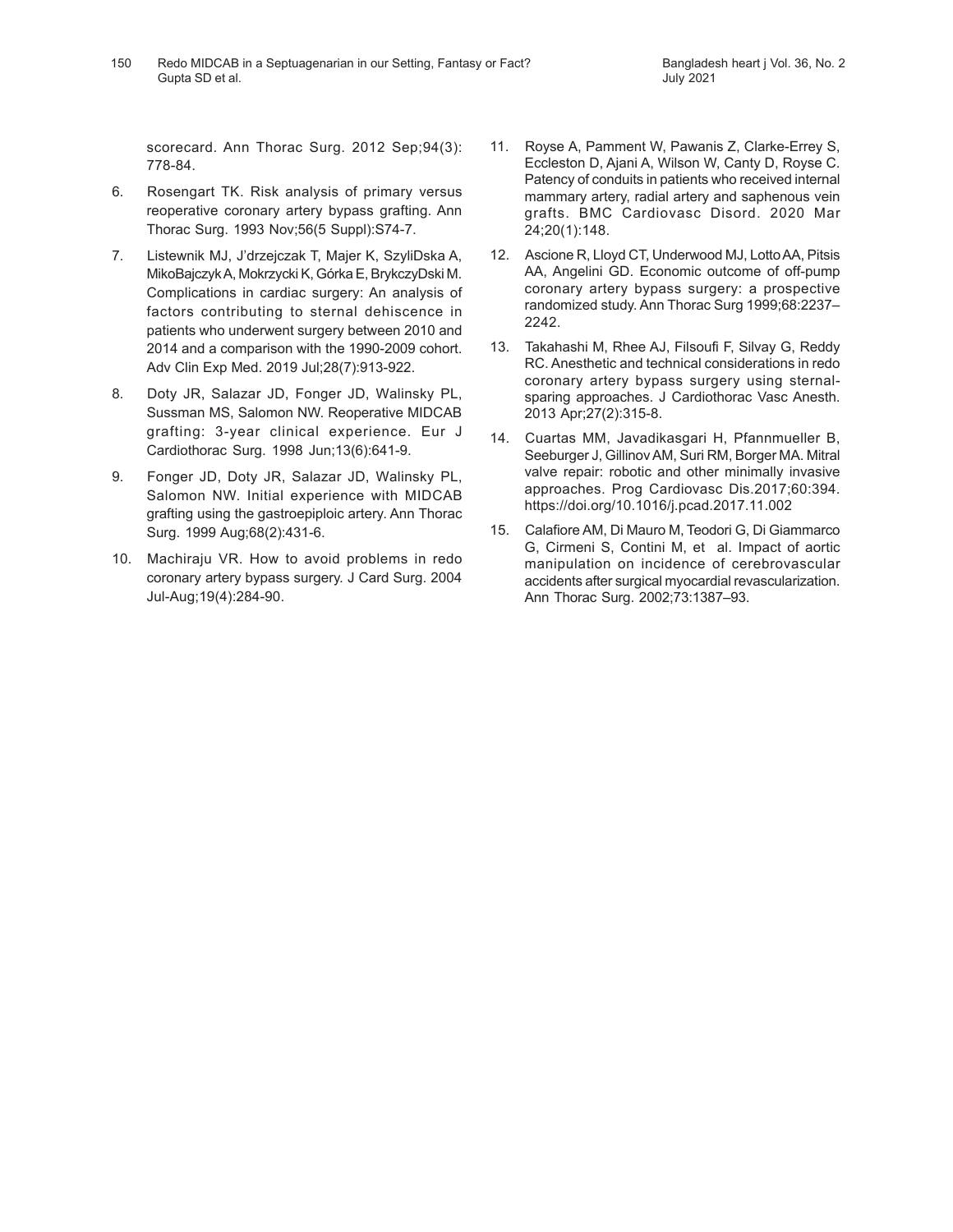scorecard. Ann Thorac Surg. 2012 Sep;94(3): 778-84.

6. Rosengart TK. Risk analysis of primary versus reoperative coronary artery bypass grafting. Ann Thorac Surg. 1993 Nov;56(5 Suppl):S74-7.

7. Listewnik MJ, J'drzejczak T, Majer K, SzyliDska A, MikoBajczyk A, Mokrzycki K, Górka E, BrykczyDski M. Complications in cardiac surgery: An analysis of factors contributing to sternal dehiscence in patients who underwent surgery between 2010 and 2014 and a comparison with the 1990-2009 cohort. Adv Clin Exp Med. 2019 Jul;28(7):913-922.

8. Doty JR, Salazar JD, Fonger JD, Walinsky PL, Sussman MS, Salomon NW. Reoperative MIDCAB grafting: 3-year clinical experience. Eur J Cardiothorac Surg. 1998 Jun;13(6):641-9.

9. Fonger JD, Doty JR, Salazar JD, Walinsky PL, Salomon NW. Initial experience with MIDCAB grafting using the gastroepiploic artery. Ann Thorac Surg. 1999 Aug;68(2):431-6.

10. Machiraju VR. How to avoid problems in redo coronary artery bypass surgery. J Card Surg. 2004 Jul-Aug;19(4):284-90.

11. Royse A, Pamment W, Pawanis Z, Clarke-Errey S, Eccleston D, Ajani A, Wilson W, Canty D, Royse C. Patency of conduits in patients who received internal mammary artery, radial artery and saphenous vein grafts. BMC Cardiovasc Disord. 2020 Mar 24;20(1):148.

12. Ascione R, Lloyd CT, Underwood MJ, Lotto AA, Pitsis AA, Angelini GD. Economic outcome of off-pump coronary artery bypass surgery: a prospective randomized study. Ann Thorac Surg 1999;68:2237–2242.

13. Takahashi M, Rhee AJ, Filsoufi F, Silvay G, Reddy RC. Anesthetic and technical considerations in redo coronary artery bypass surgery using sternal-sparing approaches. J Cardiothorac Vasc Anesth. 2013 Apr;27(2):315-8.

14. Cuartas MM, Javadikasgari H, Pfannmueller B, Seeburger J, Gillinov AM, Suri RM, Borger MA. Mitral valve repair: robotic and other minimally invasive approaches. Prog Cardiovasc Dis.2017;60:394. https://doi.org/10.1016/j.pcad.2017.11.002

15. Calafiore AM, Di Mauro M, Teodori G, Di Giammarco G, Cirmeni S, Contini M, et al. Impact of aortic manipulation on incidence of cerebrovascular accidents after surgical myocardial revascularization. Ann Thorac Surg. 2002;73:1387–93.